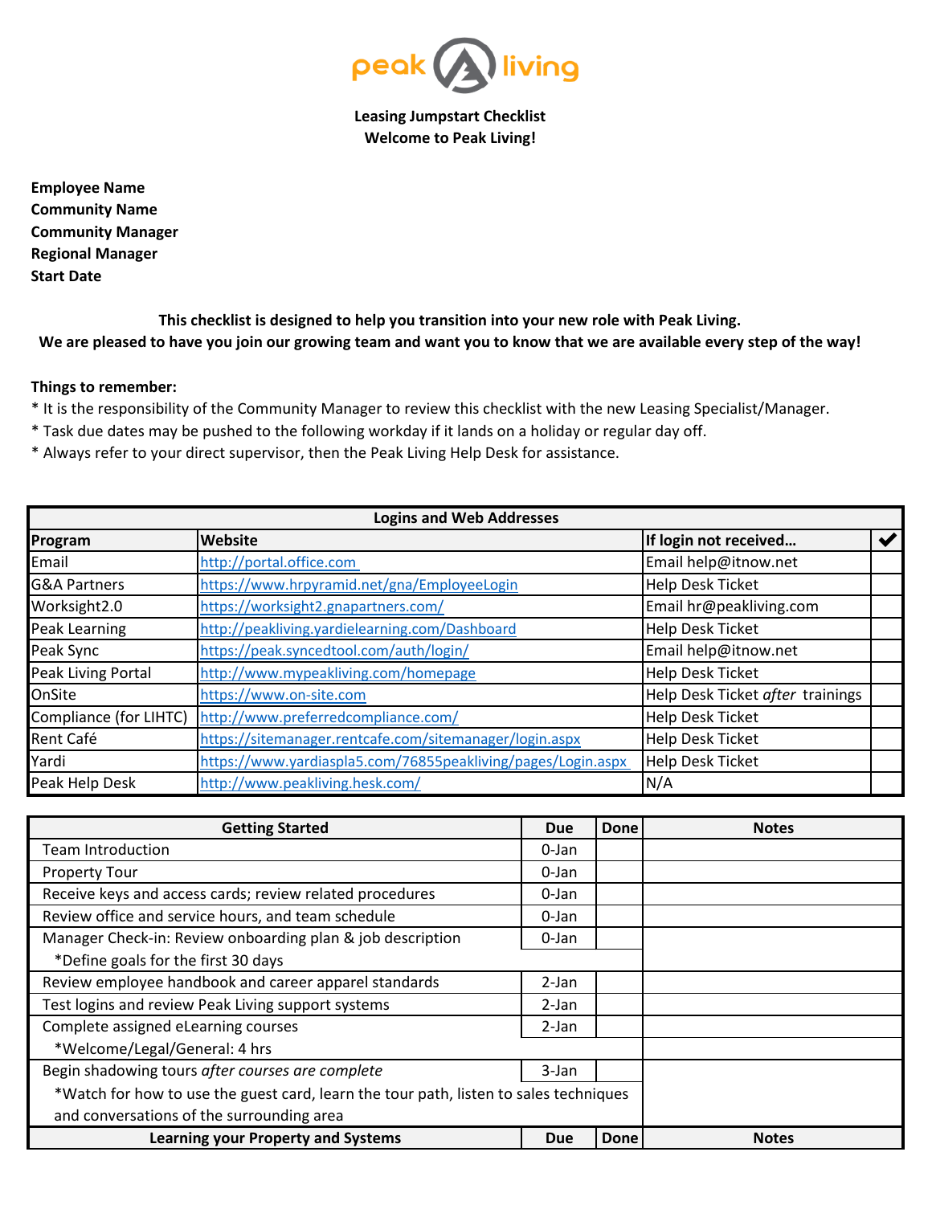peak living

**Leasing Jumpstart Checklist**
**Welcome to Peak Living!**

**Employee Name**
**Community Name**
**Community Manager**
**Regional Manager**
**Start Date**

**This checklist is designed to help you transition into your new role with Peak Living.**
**We are pleased to have you join our growing team and want you to know that we are available every step of the way!**

**Things to remember:**
* It is the responsibility of the Community Manager to review this checklist with the new Leasing Specialist/Manager.
* Task due dates may be pushed to the following workday if it lands on a holiday or regular day off.
* Always refer to your direct supervisor, then the Peak Living Help Desk for assistance.

| **Logins and Web Addresses** | | | |
|---|---|---|---|
| **Program** | **Website** | **If login not received…** | ✔ |
| Email | http://portal.office.com | Email help@itnow.net | |
| G&A Partners | https://www.hrpyramid.net/gna/EmployeeLogin | Help Desk Ticket | |
| Worksight2.0 | https://worksight2.gnapartners.com/ | Email hr@peakliving.com | |
| Peak Learning | http://peakliving.yardielearning.com/Dashboard | Help Desk Ticket | |
| Peak Sync | https://peak.syncedtool.com/auth/login/ | Email help@itnow.net | |
| Peak Living Portal | http://www.mypeakliving.com/homepage | Help Desk Ticket | |
| OnSite | https://www.on-site.com | Help Desk Ticket *after* trainings | |
| Compliance (for LIHTC) | http://www.preferredcompliance.com/ | Help Desk Ticket | |
| Rent Café | https://sitemanager.rentcafe.com/sitemanager/login.aspx | Help Desk Ticket | |
| Yardi | https://www.yardiaspla5.com/76855peakliving/pages/Login.aspx | Help Desk Ticket | |
| Peak Help Desk | http://www.peakliving.hesk.com/ | N/A | |

| **Getting Started** | **Due** | **Done** | **Notes** |
|---|---|---|---|
| Team Introduction | 0-Jan | | |
| Property Tour | 0-Jan | | |
| Receive keys and access cards; review related procedures | 0-Jan | | |
| Review office and service hours, and team schedule | 0-Jan | | |
| Manager Check-in: Review onboarding plan & job description<br>*Define goals for the first 30 days | 0-Jan | | |
| Review employee handbook and career apparel standards | 2-Jan | | |
| Test logins and review Peak Living support systems | 2-Jan | | |
| Complete assigned eLearning courses<br>*Welcome/Legal/General: 4 hrs | 2-Jan | | |
| Begin shadowing tours *after courses are complete*<br>*Watch for how to use the guest card, learn the tour path, listen to sales techniques and conversations of the surrounding area | 3-Jan | | |
| **Learning your Property and Systems** | **Due** | **Done** | **Notes** |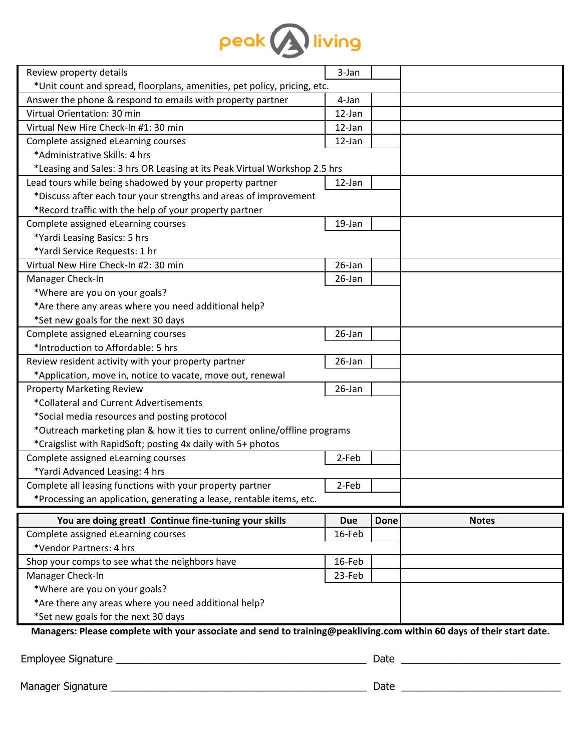peak living

| | Due | Done | Notes |
|---|---|---|---|
| Review property details<br>*Unit count and spread, floorplans, amenities, pet policy, pricing, etc. | 3-Jan | | |
| Answer the phone & respond to emails with property partner | 4-Jan | | |
| Virtual Orientation: 30 min | 12-Jan | | |
| Virtual New Hire Check-In #1: 30 min | 12-Jan | | |
| Complete assigned eLearning courses<br>*Administrative Skills: 4 hrs<br>*Leasing and Sales: 3 hrs OR Leasing at its Peak Virtual Workshop 2.5 hrs | 12-Jan | | |
| Lead tours while being shadowed by your property partner<br>*Discuss after each tour your strengths and areas of improvement<br>*Record traffic with the help of your property partner | 12-Jan | | |
| Complete assigned eLearning courses<br>*Yardi Leasing Basics: 5 hrs<br>*Yardi Service Requests: 1 hr | 19-Jan | | |
| Virtual New Hire Check-In #2: 30 min | 26-Jan | | |
| Manager Check-In<br>*Where are you on your goals?<br>*Are there any areas where you need additional help?<br>*Set new goals for the next 30 days | 26-Jan | | |
| Complete assigned eLearning courses<br>*Introduction to Affordable: 5 hrs | 26-Jan | | |
| Review resident activity with your property partner<br>*Application, move in, notice to vacate, move out, renewal | 26-Jan | | |
| Property Marketing Review<br>*Collateral and Current Advertisements<br>*Social media resources and posting protocol<br>*Outreach marketing plan & how it ties to current online/offline programs<br>*Craigslist with RapidSoft; posting 4x daily with 5+ photos | 26-Jan | | |
| Complete assigned eLearning courses<br>*Yardi Advanced Leasing: 4 hrs | 2-Feb | | |
| Complete all leasing functions with your property partner<br>*Processing an application, generating a lease, rentable items, etc. | 2-Feb | | |

| You are doing great! Continue fine-tuning your skills | Due | Done | Notes |
|---|---|---|---|
| Complete assigned eLearning courses<br>*Vendor Partners: 4 hrs | 16-Feb | | |
| Shop your comps to see what the neighbors have | 16-Feb | | |
| Manager Check-In<br>*Where are you on your goals?<br>*Are there any areas where you need additional help?<br>*Set new goals for the next 30 days | 23-Feb | | |

**Managers: Please complete with your associate and send to training@peakliving.com within 60 days of their start date.**

Employee Signature _______________________________________ Date _______________________

Manager Signature ________________________________________ Date _______________________